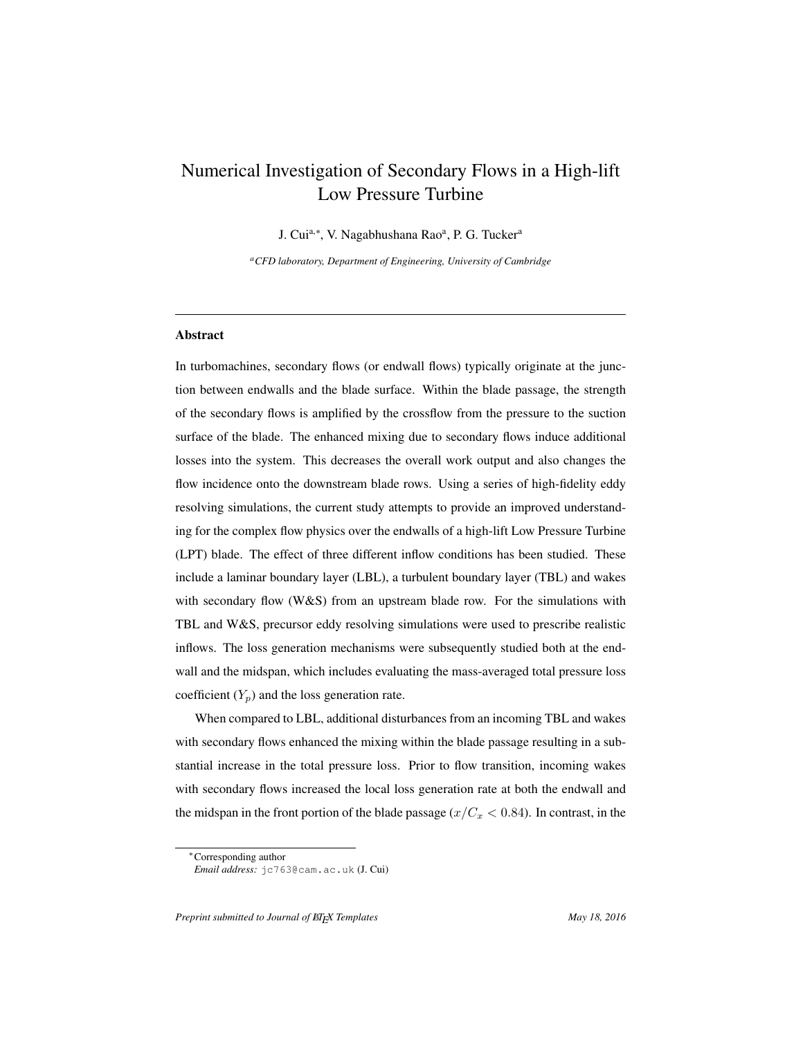# Numerical Investigation of Secondary Flows in a High-lift Low Pressure Turbine

J. Cui[a,*], V. Nagabhushana Rao[a], P. G. Tucker[a]

[a] *CFD laboratory, Department of Engineering, University of Cambridge*

---

## Abstract

In turbomachines, secondary flows (or endwall flows) typically originate at the junction between endwalls and the blade surface. Within the blade passage, the strength of the secondary flows is amplified by the crossflow from the pressure to the suction surface of the blade. The enhanced mixing due to secondary flows induce additional losses into the system. This decreases the overall work output and also changes the flow incidence onto the downstream blade rows. Using a series of high-fidelity eddy resolving simulations, the current study attempts to provide an improved understanding for the complex flow physics over the endwalls of a high-lift Low Pressure Turbine (LPT) blade. The effect of three different inflow conditions has been studied. These include a laminar boundary layer (LBL), a turbulent boundary layer (TBL) and wakes with secondary flow (W&S) from an upstream blade row. For the simulations with TBL and W&S, precursor eddy resolving simulations were used to prescribe realistic inflows. The loss generation mechanisms were subsequently studied both at the endwall and the midspan, which includes evaluating the mass-averaged total pressure loss coefficient ($Y_p$) and the loss generation rate.

When compared to LBL, additional disturbances from an incoming TBL and wakes with secondary flows enhanced the mixing within the blade passage resulting in a substantial increase in the total pressure loss. Prior to flow transition, incoming wakes with secondary flows increased the local loss generation rate at both the endwall and the midspan in the front portion of the blade passage ($x/C_x < 0.84$). In contrast, in the

---

*Corresponding author
*Email address:* jc763@cam.ac.uk (J. Cui)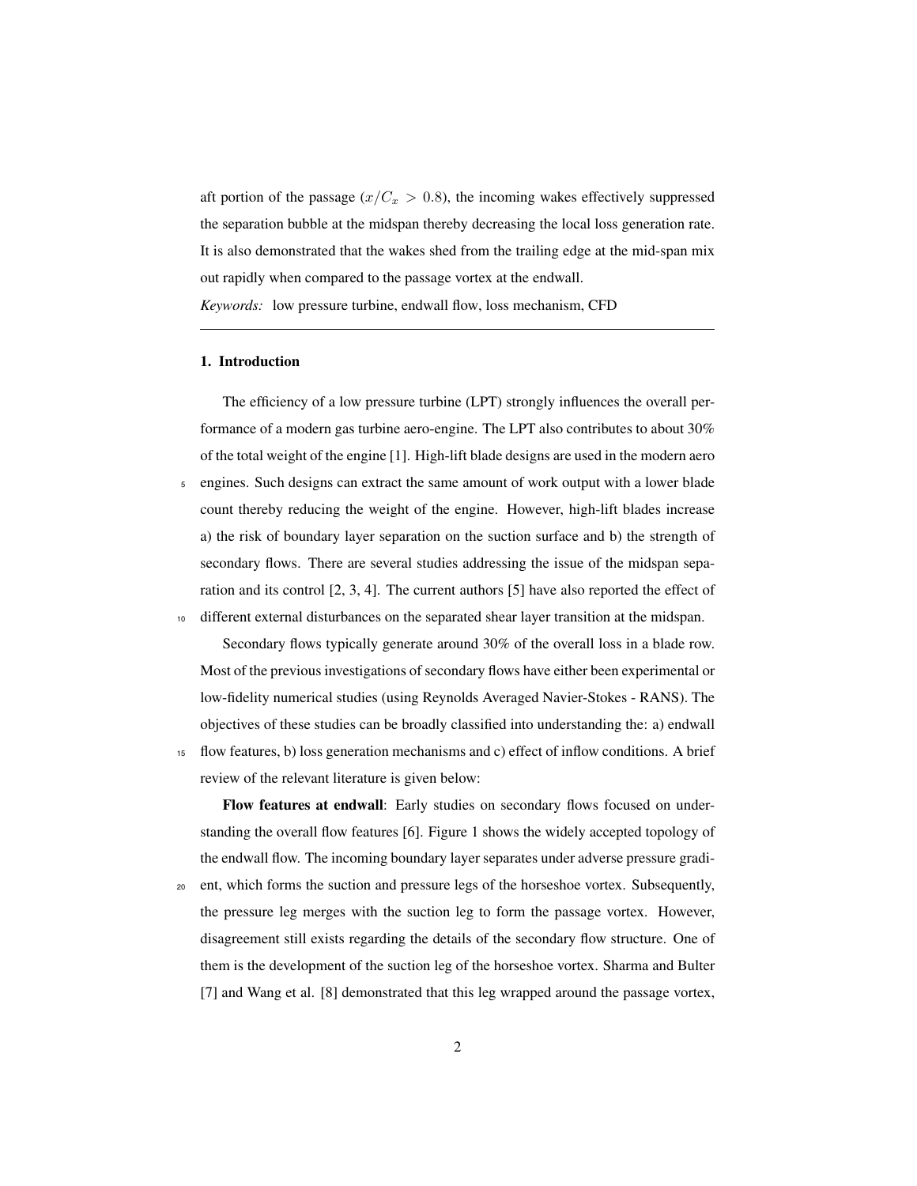aft portion of the passage ($x/C_x > 0.8$), the incoming wakes effectively suppressed the separation bubble at the midspan thereby decreasing the local loss generation rate. It is also demonstrated that the wakes shed from the trailing edge at the mid-span mix out rapidly when compared to the passage vortex at the endwall.

*Keywords:* low pressure turbine, endwall flow, loss mechanism, CFD

## 1. Introduction

The efficiency of a low pressure turbine (LPT) strongly influences the overall performance of a modern gas turbine aero-engine. The LPT also contributes to about 30% of the total weight of the engine [1]. High-lift blade designs are used in the modern aero engines. Such designs can extract the same amount of work output with a lower blade count thereby reducing the weight of the engine. However, high-lift blades increase a) the risk of boundary layer separation on the suction surface and b) the strength of secondary flows. There are several studies addressing the issue of the midspan separation and its control [2, 3, 4]. The current authors [5] have also reported the effect of different external disturbances on the separated shear layer transition at the midspan.

Secondary flows typically generate around 30% of the overall loss in a blade row. Most of the previous investigations of secondary flows have either been experimental or low-fidelity numerical studies (using Reynolds Averaged Navier-Stokes - RANS). The objectives of these studies can be broadly classified into understanding the: a) endwall flow features, b) loss generation mechanisms and c) effect of inflow conditions. A brief review of the relevant literature is given below:

**Flow features at endwall**: Early studies on secondary flows focused on understanding the overall flow features [6]. Figure 1 shows the widely accepted topology of the endwall flow. The incoming boundary layer separates under adverse pressure gradient, which forms the suction and pressure legs of the horseshoe vortex. Subsequently, the pressure leg merges with the suction leg to form the passage vortex. However, disagreement still exists regarding the details of the secondary flow structure. One of them is the development of the suction leg of the horseshoe vortex. Sharma and Bulter [7] and Wang et al. [8] demonstrated that this leg wrapped around the passage vortex,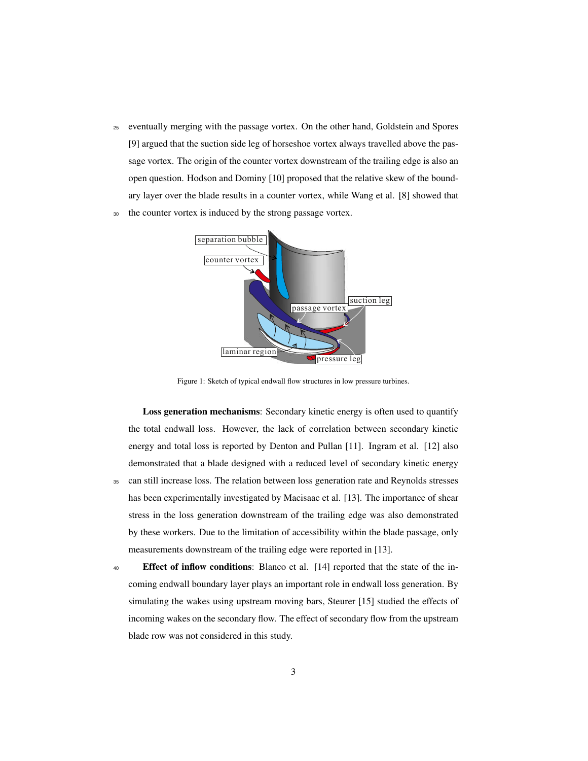eventually merging with the passage vortex. On the other hand, Goldstein and Spores [9] argued that the suction side leg of horseshoe vortex always travelled above the passage vortex. The origin of the counter vortex downstream of the trailing edge is also an open question. Hodson and Dominy [10] proposed that the relative skew of the boundary layer over the blade results in a counter vortex, while Wang et al. [8] showed that the counter vortex is induced by the strong passage vortex.

Figure 1: Sketch of typical endwall flow structures in low pressure turbines.

**Loss generation mechanisms**: Secondary kinetic energy is often used to quantify the total endwall loss. However, the lack of correlation between secondary kinetic energy and total loss is reported by Denton and Pullan [11]. Ingram et al. [12] also demonstrated that a blade designed with a reduced level of secondary kinetic energy can still increase loss. The relation between loss generation rate and Reynolds stresses has been experimentally investigated by Macisaac et al. [13]. The importance of shear stress in the loss generation downstream of the trailing edge was also demonstrated by these workers. Due to the limitation of accessibility within the blade passage, only measurements downstream of the trailing edge were reported in [13].

**Effect of inflow conditions**: Blanco et al. [14] reported that the state of the incoming endwall boundary layer plays an important role in endwall loss generation. By simulating the wakes using upstream moving bars, Steurer [15] studied the effects of incoming wakes on the secondary flow. The effect of secondary flow from the upstream blade row was not considered in this study.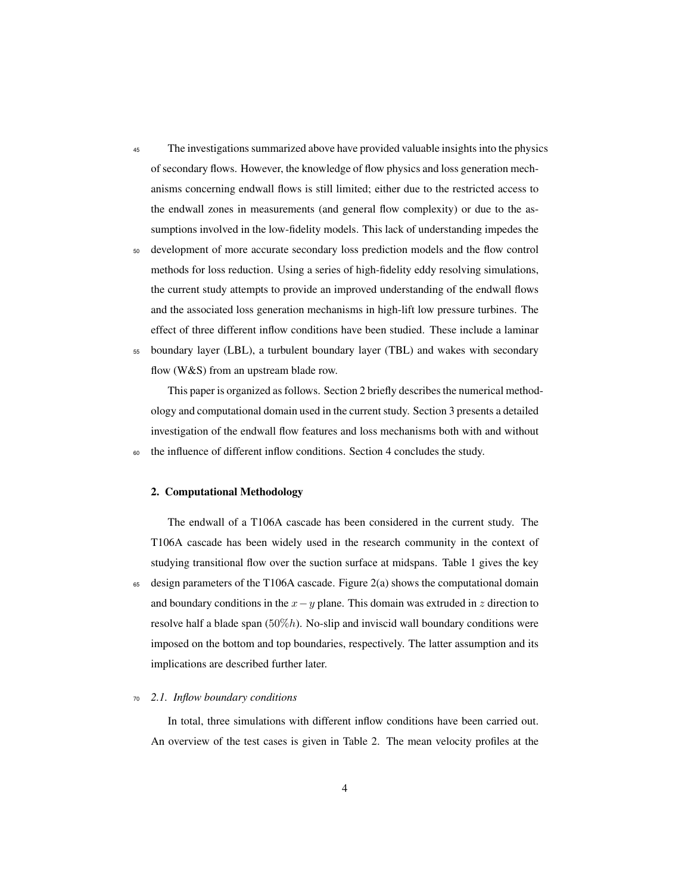The investigations summarized above have provided valuable insights into the physics of secondary flows. However, the knowledge of flow physics and loss generation mechanisms concerning endwall flows is still limited; either due to the restricted access to the endwall zones in measurements (and general flow complexity) or due to the assumptions involved in the low-fidelity models. This lack of understanding impedes the development of more accurate secondary loss prediction models and the flow control methods for loss reduction. Using a series of high-fidelity eddy resolving simulations, the current study attempts to provide an improved understanding of the endwall flows and the associated loss generation mechanisms in high-lift low pressure turbines. The effect of three different inflow conditions have been studied. These include a laminar boundary layer (LBL), a turbulent boundary layer (TBL) and wakes with secondary flow (W&S) from an upstream blade row.

This paper is organized as follows. Section 2 briefly describes the numerical methodology and computational domain used in the current study. Section 3 presents a detailed investigation of the endwall flow features and loss mechanisms both with and without the influence of different inflow conditions. Section 4 concludes the study.

## 2. Computational Methodology

The endwall of a T106A cascade has been considered in the current study. The T106A cascade has been widely used in the research community in the context of studying transitional flow over the suction surface at midspans. Table 1 gives the key design parameters of the T106A cascade. Figure 2(a) shows the computational domain and boundary conditions in the $x-y$ plane. This domain was extruded in $z$ direction to resolve half a blade span ($50\%h$). No-slip and inviscid wall boundary conditions were imposed on the bottom and top boundaries, respectively. The latter assumption and its implications are described further later.

### *2.1. Inflow boundary conditions*

In total, three simulations with different inflow conditions have been carried out. An overview of the test cases is given in Table 2. The mean velocity profiles at the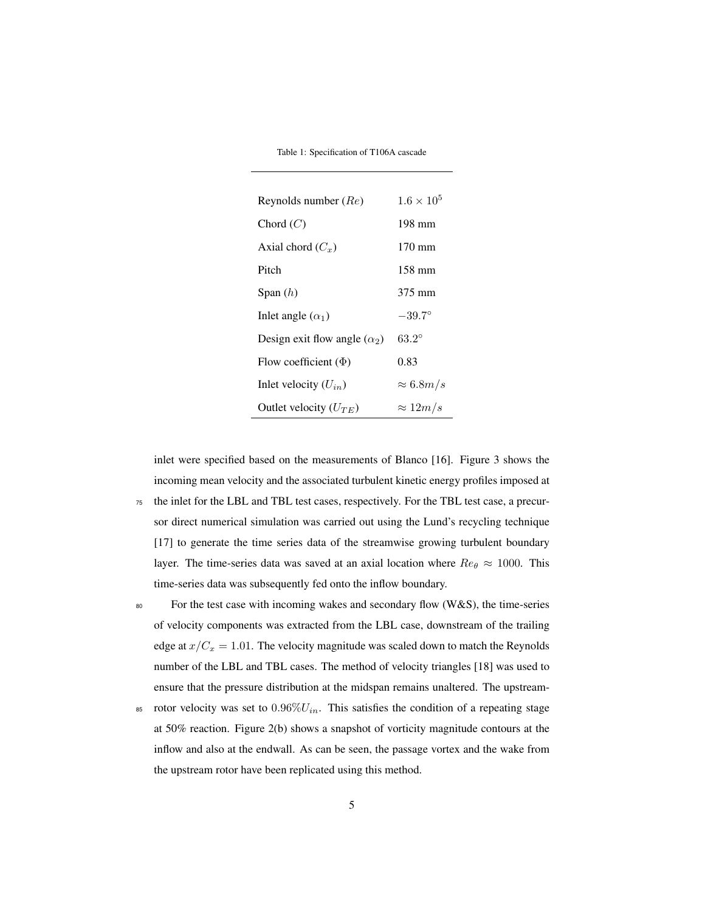Table 1: Specification of T106A cascade

| | |
|---|---|
| Reynolds number ($Re$) | $1.6 \times 10^5$ |
| Chord ($C$) | 198 mm |
| Axial chord ($C_x$) | 170 mm |
| Pitch | 158 mm |
| Span ($h$) | 375 mm |
| Inlet angle ($\alpha_1$) | $-39.7^\circ$ |
| Design exit flow angle ($\alpha_2$) | $63.2^\circ$ |
| Flow coefficient ($\Phi$) | 0.83 |
| Inlet velocity ($U_{in}$) | $\approx 6.8 m/s$ |
| Outlet velocity ($U_{TE}$) | $\approx 12 m/s$ |

inlet were specified based on the measurements of Blanco [16]. Figure 3 shows the incoming mean velocity and the associated turbulent kinetic energy profiles imposed at the inlet for the LBL and TBL test cases, respectively. For the TBL test case, a precursor direct numerical simulation was carried out using the Lund's recycling technique [17] to generate the time series data of the streamwise growing turbulent boundary layer. The time-series data was saved at an axial location where $Re_\theta \approx 1000$. This time-series data was subsequently fed onto the inflow boundary.

For the test case with incoming wakes and secondary flow (W&S), the time-series of velocity components was extracted from the LBL case, downstream of the trailing edge at $x/C_x = 1.01$. The velocity magnitude was scaled down to match the Reynolds number of the LBL and TBL cases. The method of velocity triangles [18] was used to ensure that the pressure distribution at the midspan remains unaltered. The upstream-rotor velocity was set to $0.96\% U_{in}$. This satisfies the condition of a repeating stage at 50% reaction. Figure 2(b) shows a snapshot of vorticity magnitude contours at the inflow and also at the endwall. As can be seen, the passage vortex and the wake from the upstream rotor have been replicated using this method.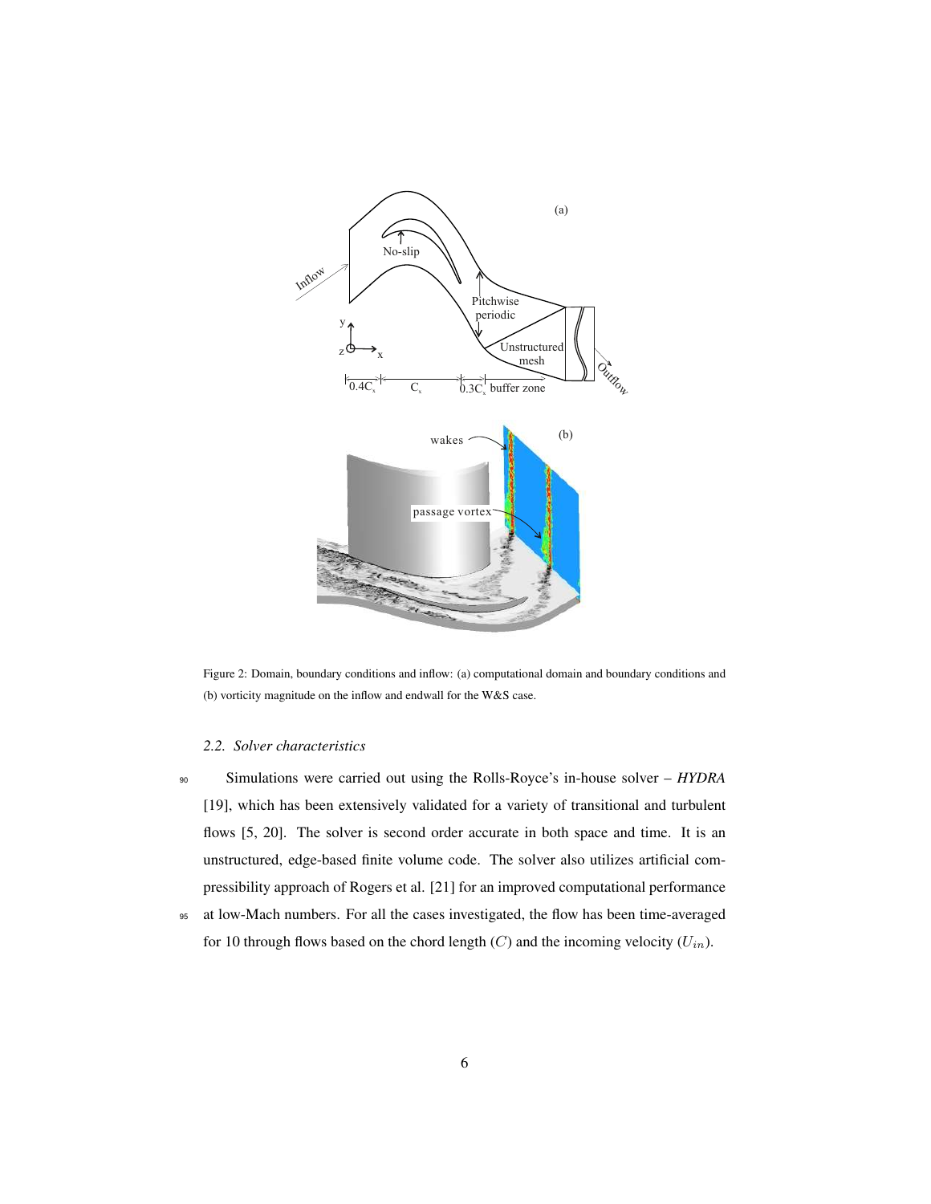Figure 2: Domain, boundary conditions and inflow: (a) computational domain and boundary conditions and (b) vorticity magnitude on the inflow and endwall for the W&S case.

### 2.2. Solver characteristics

Simulations were carried out using the Rolls-Royce's in-house solver – *HYDRA* [19], which has been extensively validated for a variety of transitional and turbulent flows [5, 20]. The solver is second order accurate in both space and time. It is an unstructured, edge-based finite volume code. The solver also utilizes artificial compressibility approach of Rogers et al. [21] for an improved computational performance at low-Mach numbers. For all the cases investigated, the flow has been time-averaged for 10 through flows based on the chord length ($C$) and the incoming velocity ($U_{in}$).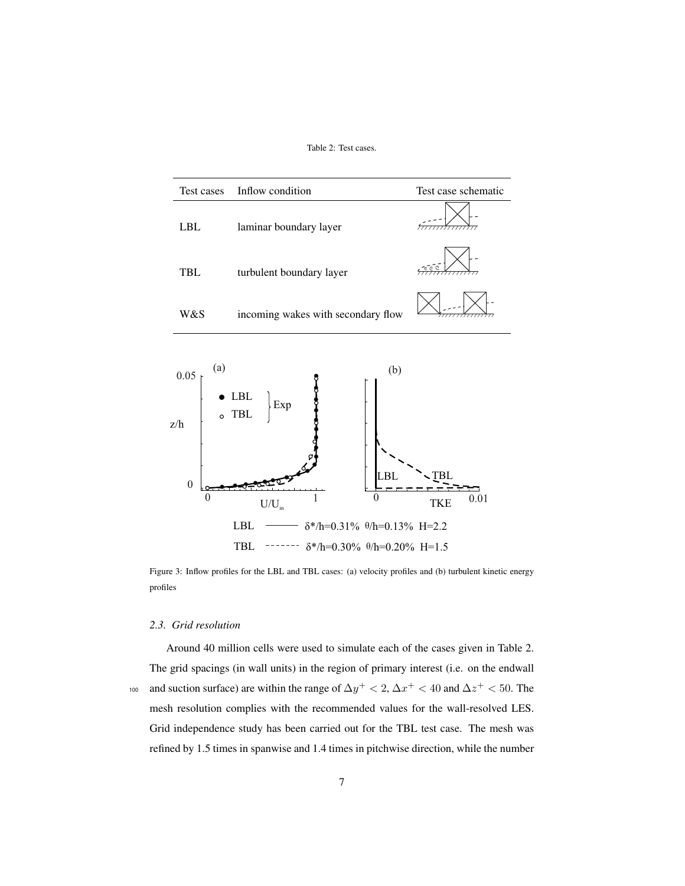Table 2: Test cases.

| Test cases | Inflow condition | Test case schematic |
|---|---|---|
| LBL | laminar boundary layer | |
| TBL | turbulent boundary layer | |
| W&S | incoming wakes with secondary flow | |

Figure 3: Inflow profiles for the LBL and TBL cases: (a) velocity profiles and (b) turbulent kinetic energy profiles

### 2.3. Grid resolution

Around 40 million cells were used to simulate each of the cases given in Table 2. The grid spacings (in wall units) in the region of primary interest (i.e. on the endwall and suction surface) are within the range of $\Delta y^+ < 2$, $\Delta x^+ < 40$ and $\Delta z^+ < 50$. The mesh resolution complies with the recommended values for the wall-resolved LES. Grid independence study has been carried out for the TBL test case. The mesh was refined by 1.5 times in spanwise and 1.4 times in pitchwise direction, while the number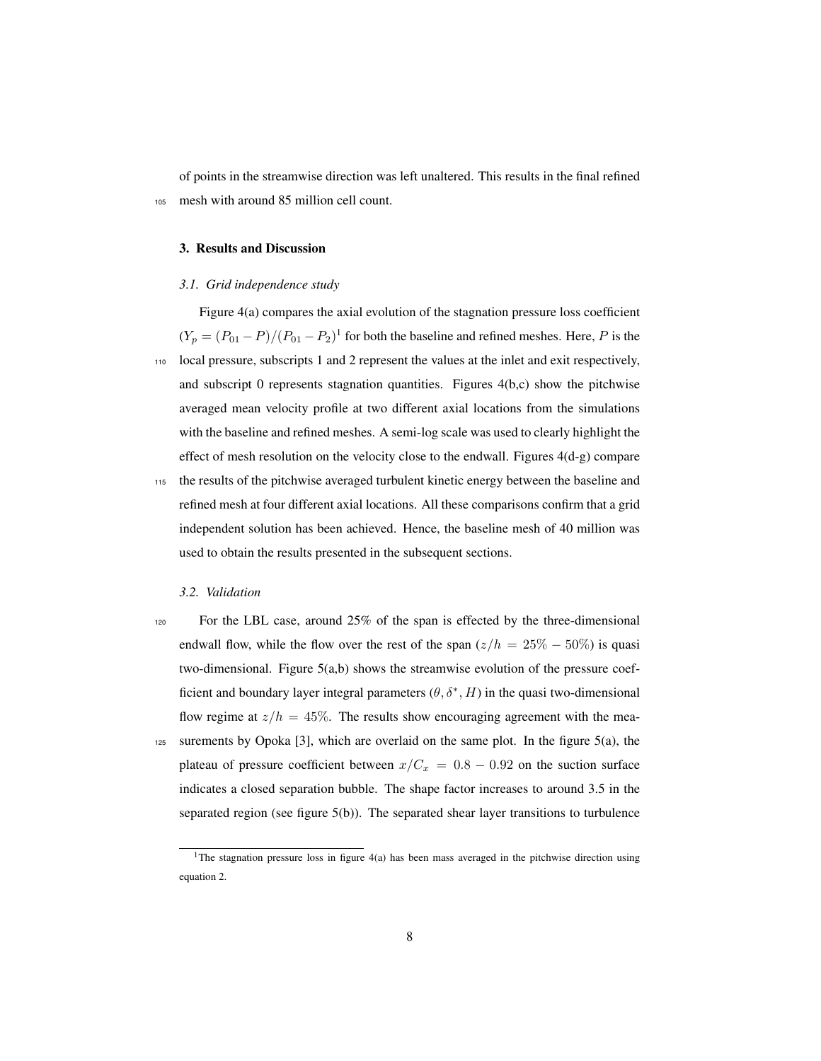of points in the streamwise direction was left unaltered. This results in the final refined mesh with around 85 million cell count.

## 3. Results and Discussion

### *3.1. Grid independence study*

Figure 4(a) compares the axial evolution of the stagnation pressure loss coefficient ($Y_p = (P_{01} - P)/(P_{01} - P_2)$[1] for both the baseline and refined meshes. Here, $P$ is the local pressure, subscripts 1 and 2 represent the values at the inlet and exit respectively, and subscript 0 represents stagnation quantities. Figures 4(b,c) show the pitchwise averaged mean velocity profile at two different axial locations from the simulations with the baseline and refined meshes. A semi-log scale was used to clearly highlight the effect of mesh resolution on the velocity close to the endwall. Figures 4(d-g) compare the results of the pitchwise averaged turbulent kinetic energy between the baseline and refined mesh at four different axial locations. All these comparisons confirm that a grid independent solution has been achieved. Hence, the baseline mesh of 40 million was used to obtain the results presented in the subsequent sections.

### *3.2. Validation*

For the LBL case, around 25% of the span is effected by the three-dimensional endwall flow, while the flow over the rest of the span ($z/h = 25\% - 50\%$) is quasi two-dimensional. Figure 5(a,b) shows the streamwise evolution of the pressure coefficient and boundary layer integral parameters ($\theta, \delta^*, H$) in the quasi two-dimensional flow regime at $z/h = 45\%$. The results show encouraging agreement with the measurements by Opoka [3], which are overlaid on the same plot. In the figure 5(a), the plateau of pressure coefficient between $x/C_x = 0.8 - 0.92$ on the suction surface indicates a closed separation bubble. The shape factor increases to around 3.5 in the separated region (see figure 5(b)). The separated shear layer transitions to turbulence

[1] The stagnation pressure loss in figure 4(a) has been mass averaged in the pitchwise direction using equation 2.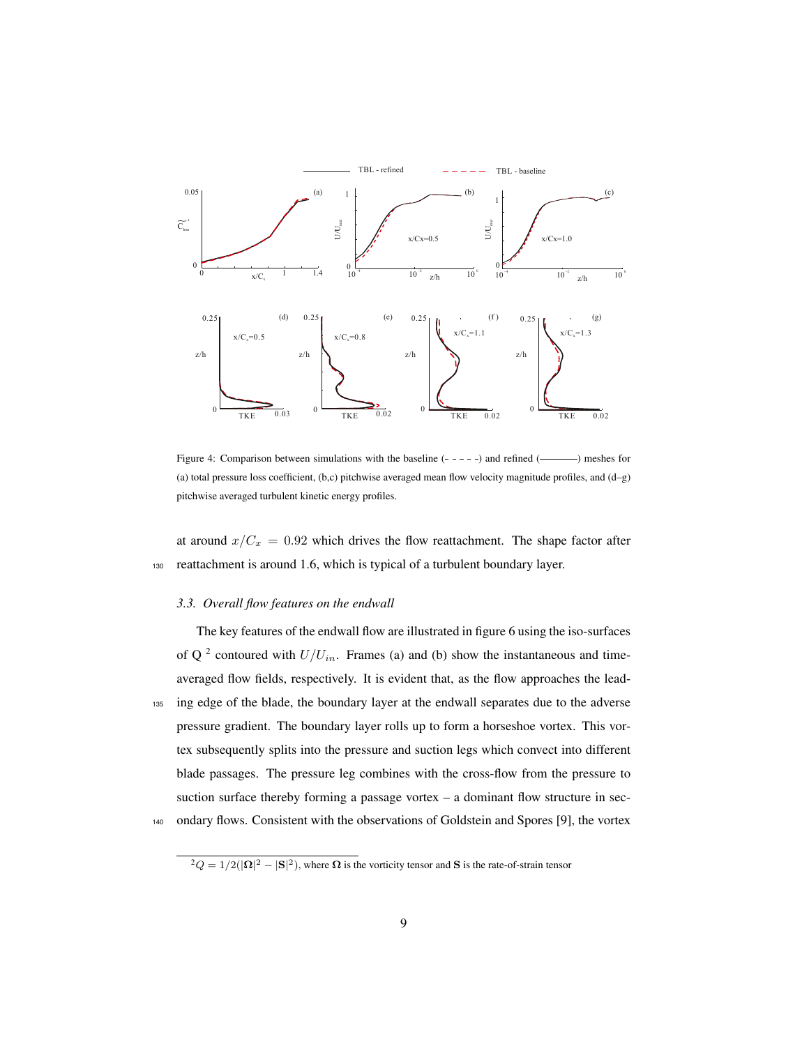Figure 4: Comparison between simulations with the baseline (- - - - -) and refined (———) meshes for (a) total pressure loss coefficient, (b,c) pitchwise averaged mean flow velocity magnitude profiles, and (d–g) pitchwise averaged turbulent kinetic energy profiles.

at around $x/C_x = 0.92$ which drives the flow reattachment. The shape factor after reattachment is around 1.6, which is typical of a turbulent boundary layer.

### *3.3. Overall flow features on the endwall*

The key features of the endwall flow are illustrated in figure 6 using the iso-surfaces of Q [2] contoured with $U/U_{in}$. Frames (a) and (b) show the instantaneous and time-averaged flow fields, respectively. It is evident that, as the flow approaches the leading edge of the blade, the boundary layer at the endwall separates due to the adverse pressure gradient. The boundary layer rolls up to form a horseshoe vortex. This vortex subsequently splits into the pressure and suction legs which convect into different blade passages. The pressure leg combines with the cross-flow from the pressure to suction surface thereby forming a passage vortex – a dominant flow structure in secondary flows. Consistent with the observations of Goldstein and Spores [9], the vortex

[2] $Q = 1/2(|\mathbf{\Omega}|^2 - |\mathbf{S}|^2)$, where $\mathbf{\Omega}$ is the vorticity tensor and $\mathbf{S}$ is the rate-of-strain tensor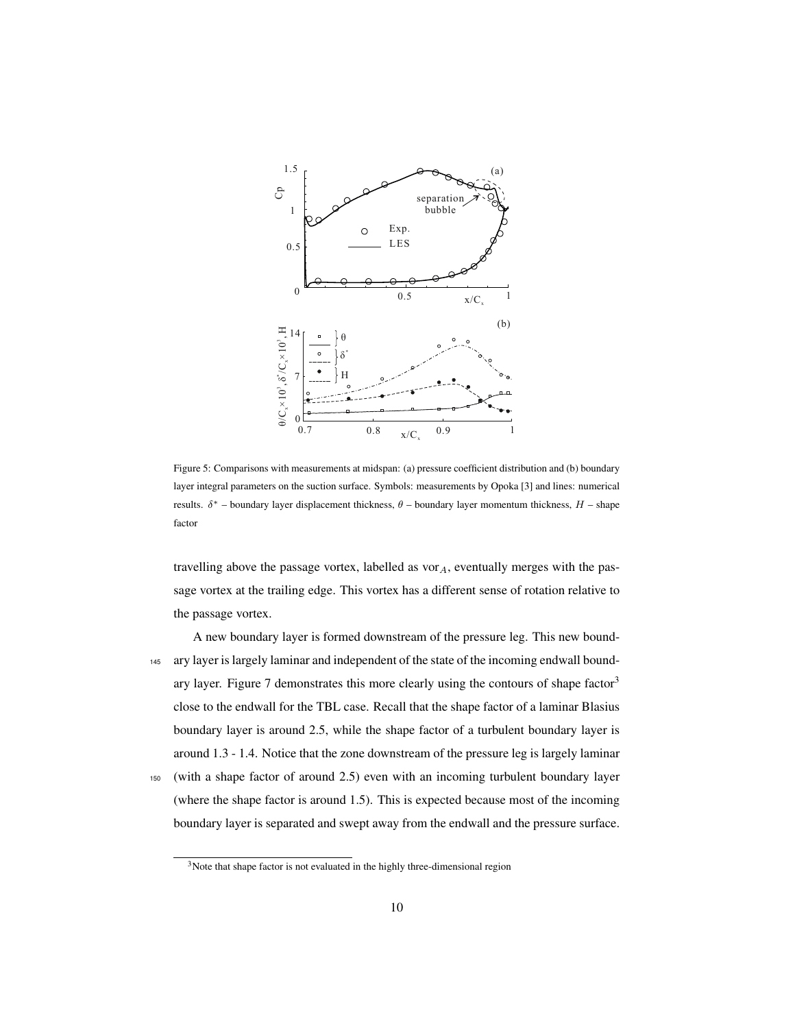Figure 5: Comparisons with measurements at midspan: (a) pressure coefficient distribution and (b) boundary layer integral parameters on the suction surface. Symbols: measurements by Opoka [3] and lines: numerical results. $\delta^*$ – boundary layer displacement thickness, $\theta$ – boundary layer momentum thickness, $H$ – shape factor

travelling above the passage vortex, labelled as vor$_A$, eventually merges with the passage vortex at the trailing edge. This vortex has a different sense of rotation relative to the passage vortex.

A new boundary layer is formed downstream of the pressure leg. This new boundary layer is largely laminar and independent of the state of the incoming endwall boundary layer. Figure 7 demonstrates this more clearly using the contours of shape factor[3] close to the endwall for the TBL case. Recall that the shape factor of a laminar Blasius boundary layer is around 2.5, while the shape factor of a turbulent boundary layer is around 1.3 - 1.4. Notice that the zone downstream of the pressure leg is largely laminar (with a shape factor of around 2.5) even with an incoming turbulent boundary layer (where the shape factor is around 1.5). This is expected because most of the incoming boundary layer is separated and swept away from the endwall and the pressure surface.

[3] Note that shape factor is not evaluated in the highly three-dimensional region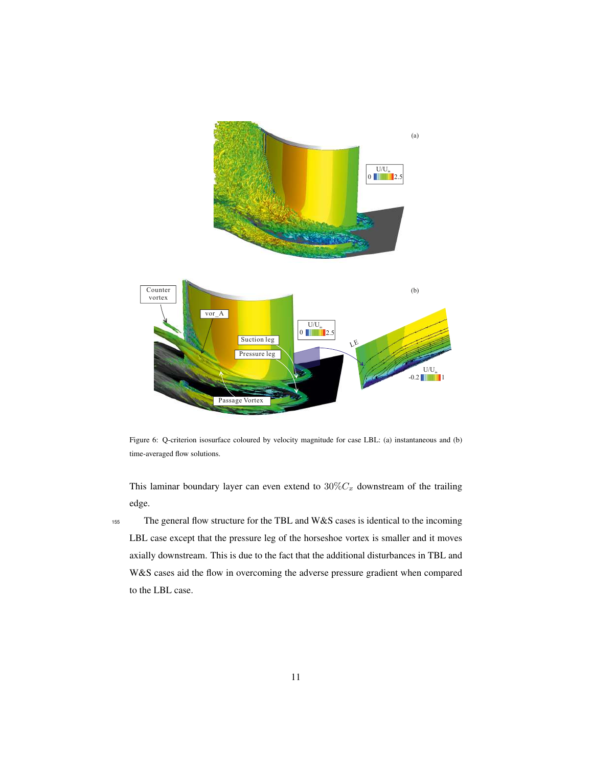Figure 6: Q-criterion isosurface coloured by velocity magnitude for case LBL: (a) instantaneous and (b) time-averaged flow solutions.

This laminar boundary layer can even extend to $30\%C_x$ downstream of the trailing edge.

The general flow structure for the TBL and W&S cases is identical to the incoming LBL case except that the pressure leg of the horseshoe vortex is smaller and it moves axially downstream. This is due to the fact that the additional disturbances in TBL and W&S cases aid the flow in overcoming the adverse pressure gradient when compared to the LBL case.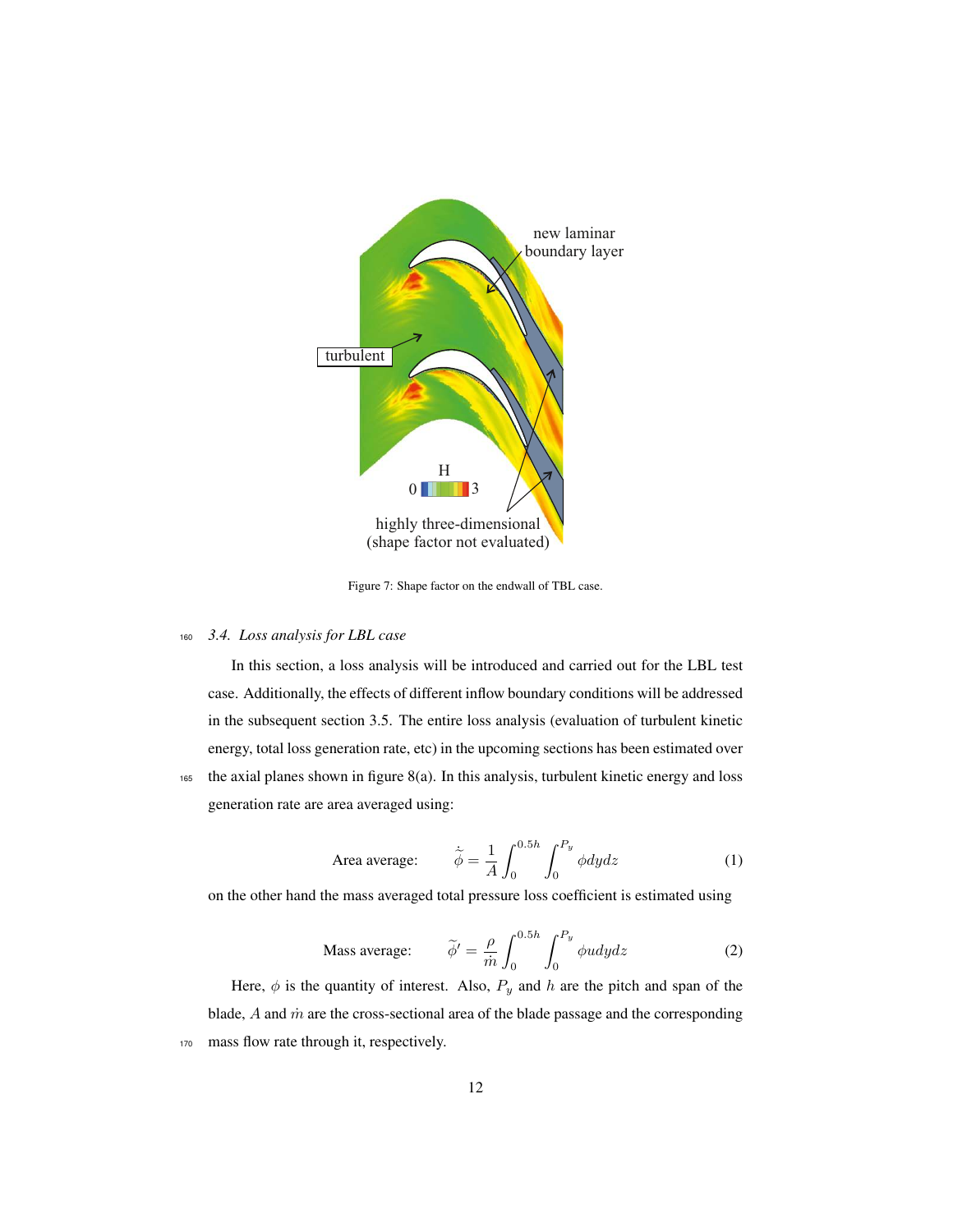Figure 7: Shape factor on the endwall of TBL case.

### 3.4. Loss analysis for LBL case

In this section, a loss analysis will be introduced and carried out for the LBL test case. Additionally, the effects of different inflow boundary conditions will be addressed in the subsequent section 3.5. The entire loss analysis (evaluation of turbulent kinetic energy, total loss generation rate, etc) in the upcoming sections has been estimated over the axial planes shown in figure 8(a). In this analysis, turbulent kinetic energy and loss generation rate are area averaged using:

$$\text{Area average:} \qquad \dot{\tilde{\phi}} = \frac{1}{A} \int_0^{0.5h} \int_0^{P_y} \phi dydz \tag{1}$$

on the other hand the mass averaged total pressure loss coefficient is estimated using

$$\text{Mass average:} \qquad \widetilde{\phi}' = \frac{\rho}{\dot{m}} \int_0^{0.5h} \int_0^{P_y} \phi udydz \tag{2}$$

Here, $\phi$ is the quantity of interest. Also, $P_y$ and $h$ are the pitch and span of the blade, $A$ and $\dot{m}$ are the cross-sectional area of the blade passage and the corresponding mass flow rate through it, respectively.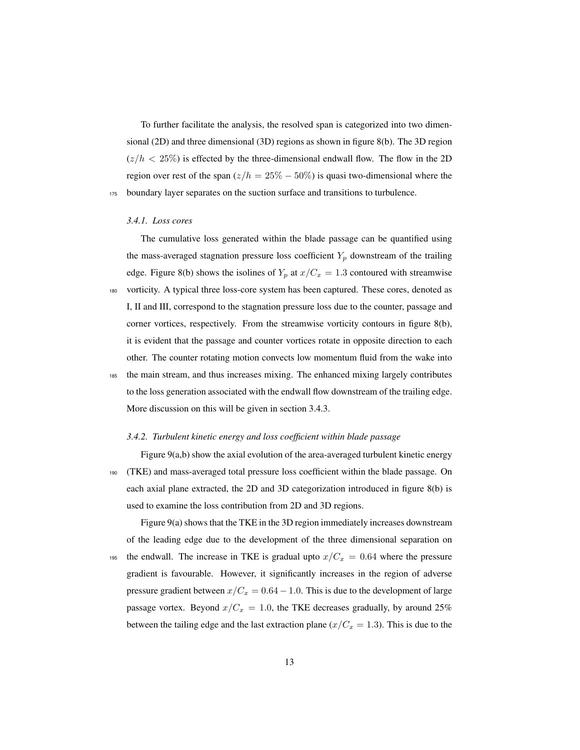To further facilitate the analysis, the resolved span is categorized into two dimensional (2D) and three dimensional (3D) regions as shown in figure 8(b). The 3D region ($z/h < 25\%$) is effected by the three-dimensional endwall flow. The flow in the 2D region over rest of the span ($z/h = 25\% - 50\%$) is quasi two-dimensional where the boundary layer separates on the suction surface and transitions to turbulence.

#### *3.4.1. Loss cores*

The cumulative loss generated within the blade passage can be quantified using the mass-averaged stagnation pressure loss coefficient $Y_p$ downstream of the trailing edge. Figure 8(b) shows the isolines of $Y_p$ at $x/C_x = 1.3$ contoured with streamwise vorticity. A typical three loss-core system has been captured. These cores, denoted as I, II and III, correspond to the stagnation pressure loss due to the counter, passage and corner vortices, respectively. From the streamwise vorticity contours in figure 8(b), it is evident that the passage and counter vortices rotate in opposite direction to each other. The counter rotating motion convects low momentum fluid from the wake into the main stream, and thus increases mixing. The enhanced mixing largely contributes to the loss generation associated with the endwall flow downstream of the trailing edge. More discussion on this will be given in section 3.4.3.

#### *3.4.2. Turbulent kinetic energy and loss coefficient within blade passage*

Figure 9(a,b) show the axial evolution of the area-averaged turbulent kinetic energy (TKE) and mass-averaged total pressure loss coefficient within the blade passage. On each axial plane extracted, the 2D and 3D categorization introduced in figure 8(b) is used to examine the loss contribution from 2D and 3D regions.

Figure 9(a) shows that the TKE in the 3D region immediately increases downstream of the leading edge due to the development of the three dimensional separation on the endwall. The increase in TKE is gradual upto $x/C_x = 0.64$ where the pressure gradient is favourable. However, it significantly increases in the region of adverse pressure gradient between $x/C_x = 0.64 - 1.0$. This is due to the development of large passage vortex. Beyond $x/C_x = 1.0$, the TKE decreases gradually, by around 25% between the tailing edge and the last extraction plane ($x/C_x = 1.3$). This is due to the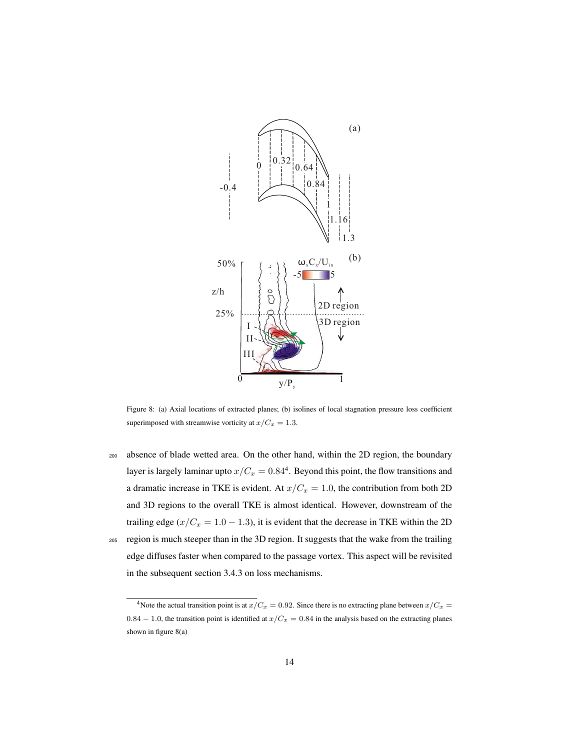Figure 8: (a) Axial locations of extracted planes; (b) isolines of local stagnation pressure loss coefficient superimposed with streamwise vorticity at $x/C_x = 1.3$.

absence of blade wetted area. On the other hand, within the 2D region, the boundary layer is largely laminar upto $x/C_x = 0.84$[4]. Beyond this point, the flow transitions and a dramatic increase in TKE is evident. At $x/C_x = 1.0$, the contribution from both 2D and 3D regions to the overall TKE is almost identical. However, downstream of the trailing edge ($x/C_x = 1.0 - 1.3$), it is evident that the decrease in TKE within the 2D region is much steeper than in the 3D region. It suggests that the wake from the trailing edge diffuses faster when compared to the passage vortex. This aspect will be revisited in the subsequent section 3.4.3 on loss mechanisms.

[4]Note the actual transition point is at $x/C_x = 0.92$. Since there is no extracting plane between $x/C_x = 0.84 - 1.0$, the transition point is identified at $x/C_x = 0.84$ in the analysis based on the extracting planes shown in figure 8(a)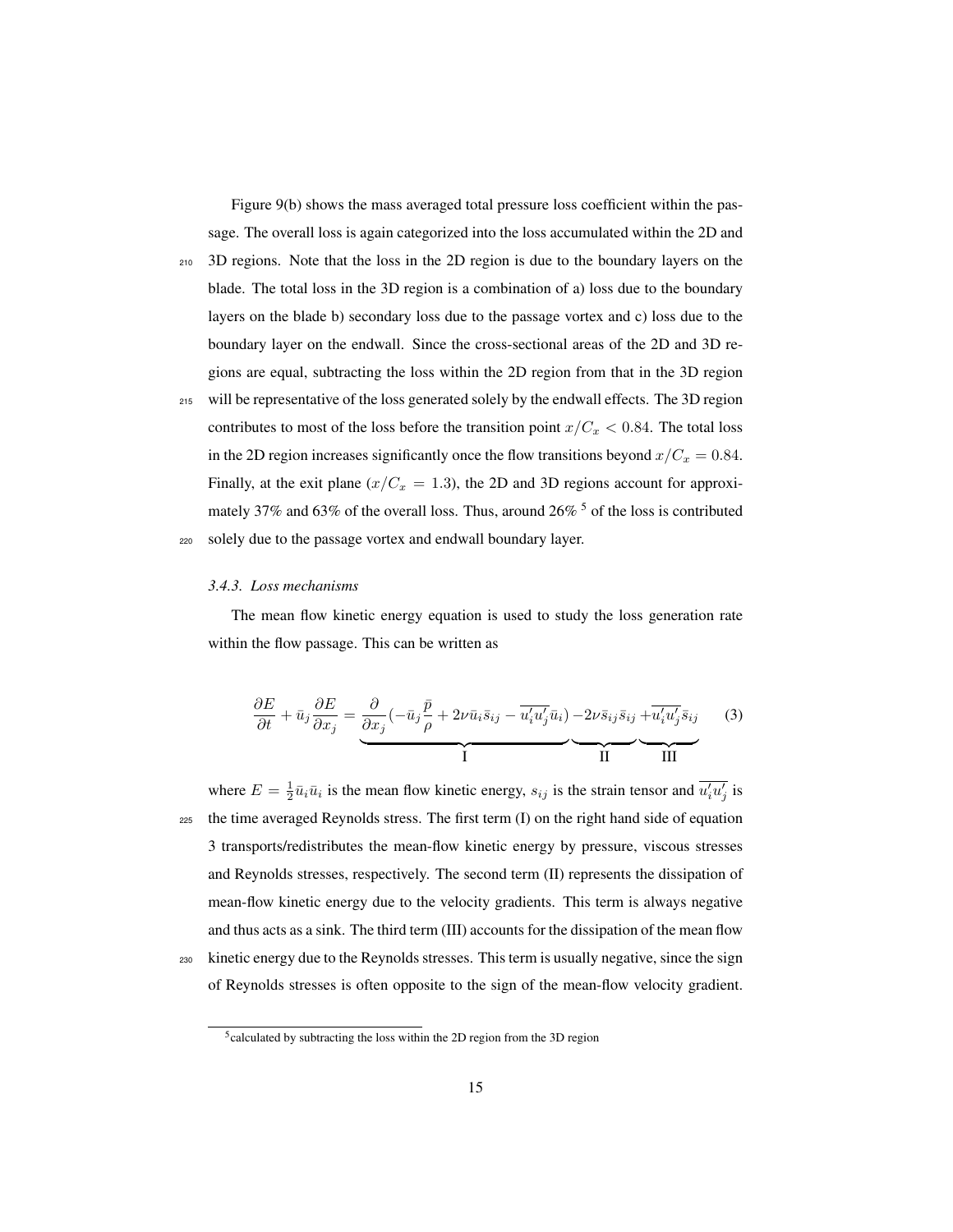Figure 9(b) shows the mass averaged total pressure loss coefficient within the passage. The overall loss is again categorized into the loss accumulated within the 2D and 3D regions. Note that the loss in the 2D region is due to the boundary layers on the blade. The total loss in the 3D region is a combination of a) loss due to the boundary layers on the blade b) secondary loss due to the passage vortex and c) loss due to the boundary layer on the endwall. Since the cross-sectional areas of the 2D and 3D regions are equal, subtracting the loss within the 2D region from that in the 3D region will be representative of the loss generated solely by the endwall effects. The 3D region contributes to most of the loss before the transition point $x/C_x < 0.84$. The total loss in the 2D region increases significantly once the flow transitions beyond $x/C_x = 0.84$. Finally, at the exit plane ($x/C_x = 1.3$), the 2D and 3D regions account for approximately 37% and 63% of the overall loss. Thus, around 26% [5] of the loss is contributed solely due to the passage vortex and endwall boundary layer.

### 3.4.3. Loss mechanisms

The mean flow kinetic energy equation is used to study the loss generation rate within the flow passage. This can be written as

$$\frac{\partial E}{\partial t} + \bar{u}_j \frac{\partial E}{\partial x_j} = \underbrace{\frac{\partial}{\partial x_j}\left(-\bar{u}_j \frac{\bar{p}}{\rho} + 2\nu \bar{u}_i \bar{s}_{ij} - \overline{u_i' u_j'}\bar{u}_i\right)}_{\text{I}} \underbrace{-2\nu \bar{s}_{ij}\bar{s}_{ij}}_{\text{II}} \underbrace{+\overline{u_i' u_j'}\bar{s}_{ij}}_{\text{III}} \tag{3}$$

where $E = \frac{1}{2}\bar{u}_i\bar{u}_i$ is the mean flow kinetic energy, $s_{ij}$ is the strain tensor and $\overline{u_i' u_j'}$ is the time averaged Reynolds stress. The first term (I) on the right hand side of equation 3 transports/redistributes the mean-flow kinetic energy by pressure, viscous stresses and Reynolds stresses, respectively. The second term (II) represents the dissipation of mean-flow kinetic energy due to the velocity gradients. This term is always negative and thus acts as a sink. The third term (III) accounts for the dissipation of the mean flow kinetic energy due to the Reynolds stresses. This term is usually negative, since the sign of Reynolds stresses is often opposite to the sign of the mean-flow velocity gradient.

[5] calculated by subtracting the loss within the 2D region from the 3D region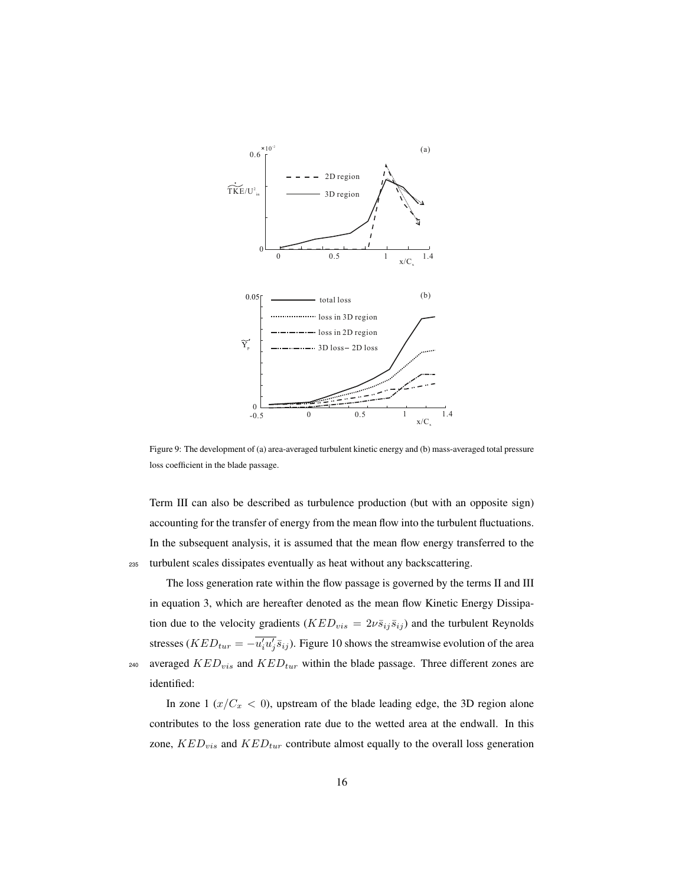Figure 9: The development of (a) area-averaged turbulent kinetic energy and (b) mass-averaged total pressure loss coefficient in the blade passage.

Term III can also be described as turbulence production (but with an opposite sign) accounting for the transfer of energy from the mean flow into the turbulent fluctuations. In the subsequent analysis, it is assumed that the mean flow energy transferred to the turbulent scales dissipates eventually as heat without any backscattering.

The loss generation rate within the flow passage is governed by the terms II and III in equation 3, which are hereafter denoted as the mean flow Kinetic Energy Dissipation due to the velocity gradients ($KED_{vis} = 2\nu \bar{s}_{ij}\bar{s}_{ij}$) and the turbulent Reynolds stresses ($KED_{tur} = -\overline{u_i' u_j'}\bar{s}_{ij}$). Figure 10 shows the streamwise evolution of the area averaged $KED_{vis}$ and $KED_{tur}$ within the blade passage. Three different zones are identified:

In zone 1 ($x/C_x < 0$), upstream of the blade leading edge, the 3D region alone contributes to the loss generation rate due to the wetted area at the endwall. In this zone, $KED_{vis}$ and $KED_{tur}$ contribute almost equally to the overall loss generation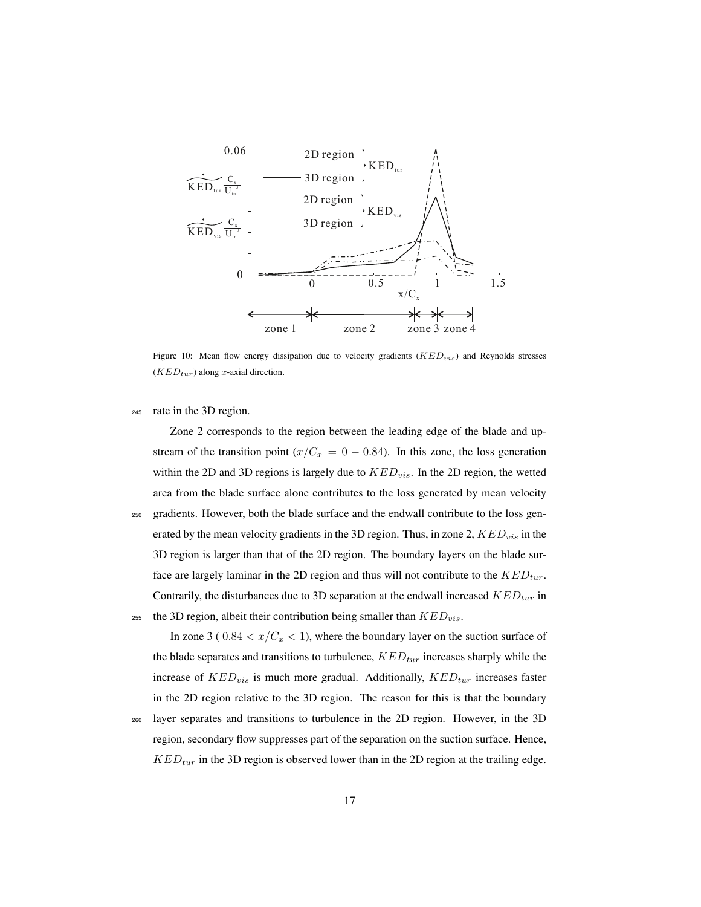Figure 10: Mean flow energy dissipation due to velocity gradients ($KED_{vis}$) and Reynolds stresses ($KED_{tur}$) along $x$-axial direction.

rate in the 3D region.

Zone 2 corresponds to the region between the leading edge of the blade and upstream of the transition point ($x/C_x = 0 - 0.84$). In this zone, the loss generation within the 2D and 3D regions is largely due to $KED_{vis}$. In the 2D region, the wetted area from the blade surface alone contributes to the loss generated by mean velocity gradients. However, both the blade surface and the endwall contribute to the loss generated by the mean velocity gradients in the 3D region. Thus, in zone 2, $KED_{vis}$ in the 3D region is larger than that of the 2D region. The boundary layers on the blade surface are largely laminar in the 2D region and thus will not contribute to the $KED_{tur}$. Contrarily, the disturbances due to 3D separation at the endwall increased $KED_{tur}$ in the 3D region, albeit their contribution being smaller than $KED_{vis}$.

In zone 3 ( $0.84 < x/C_x < 1$), where the boundary layer on the suction surface of the blade separates and transitions to turbulence, $KED_{tur}$ increases sharply while the increase of $KED_{vis}$ is much more gradual. Additionally, $KED_{tur}$ increases faster in the 2D region relative to the 3D region. The reason for this is that the boundary layer separates and transitions to turbulence in the 2D region. However, in the 3D region, secondary flow suppresses part of the separation on the suction surface. Hence, $KED_{tur}$ in the 3D region is observed lower than in the 2D region at the trailing edge.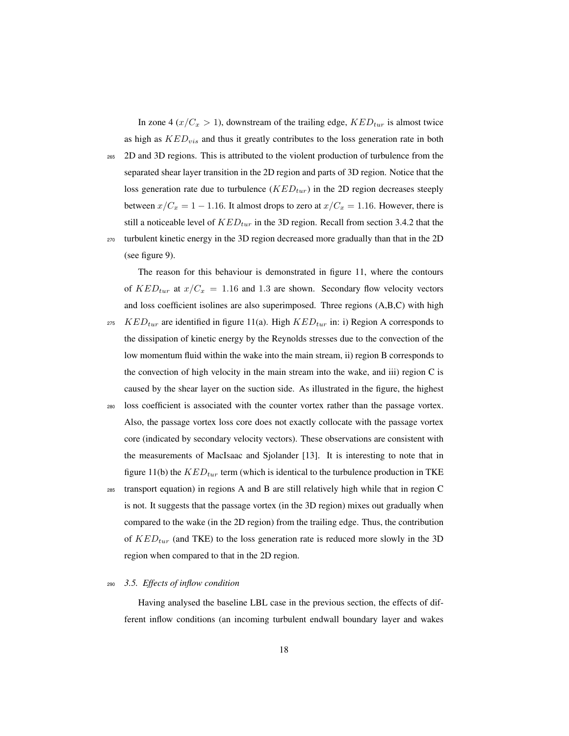In zone 4 ($x/C_x > 1$), downstream of the trailing edge, $KED_{tur}$ is almost twice as high as $KED_{vis}$ and thus it greatly contributes to the loss generation rate in both 2D and 3D regions. This is attributed to the violent production of turbulence from the separated shear layer transition in the 2D region and parts of 3D region. Notice that the loss generation rate due to turbulence ($KED_{tur}$) in the 2D region decreases steeply between $x/C_x = 1 - 1.16$. It almost drops to zero at $x/C_x = 1.16$. However, there is still a noticeable level of $KED_{tur}$ in the 3D region. Recall from section 3.4.2 that the turbulent kinetic energy in the 3D region decreased more gradually than that in the 2D (see figure 9).

The reason for this behaviour is demonstrated in figure 11, where the contours of $KED_{tur}$ at $x/C_x = 1.16$ and 1.3 are shown. Secondary flow velocity vectors and loss coefficient isolines are also superimposed. Three regions (A,B,C) with high $KED_{tur}$ are identified in figure 11(a). High $KED_{tur}$ in: i) Region A corresponds to the dissipation of kinetic energy by the Reynolds stresses due to the convection of the low momentum fluid within the wake into the main stream, ii) region B corresponds to the convection of high velocity in the main stream into the wake, and iii) region C is caused by the shear layer on the suction side. As illustrated in the figure, the highest loss coefficient is associated with the counter vortex rather than the passage vortex. Also, the passage vortex loss core does not exactly collocate with the passage vortex core (indicated by secondary velocity vectors). These observations are consistent with the measurements of MacIsaac and Sjolander [13]. It is interesting to note that in figure 11(b) the $KED_{tur}$ term (which is identical to the turbulence production in TKE transport equation) in regions A and B are still relatively high while that in region C is not. It suggests that the passage vortex (in the 3D region) mixes out gradually when compared to the wake (in the 2D region) from the trailing edge. Thus, the contribution of $KED_{tur}$ (and TKE) to the loss generation rate is reduced more slowly in the 3D region when compared to that in the 2D region.

### *3.5. Effects of inflow condition*

Having analysed the baseline LBL case in the previous section, the effects of different inflow conditions (an incoming turbulent endwall boundary layer and wakes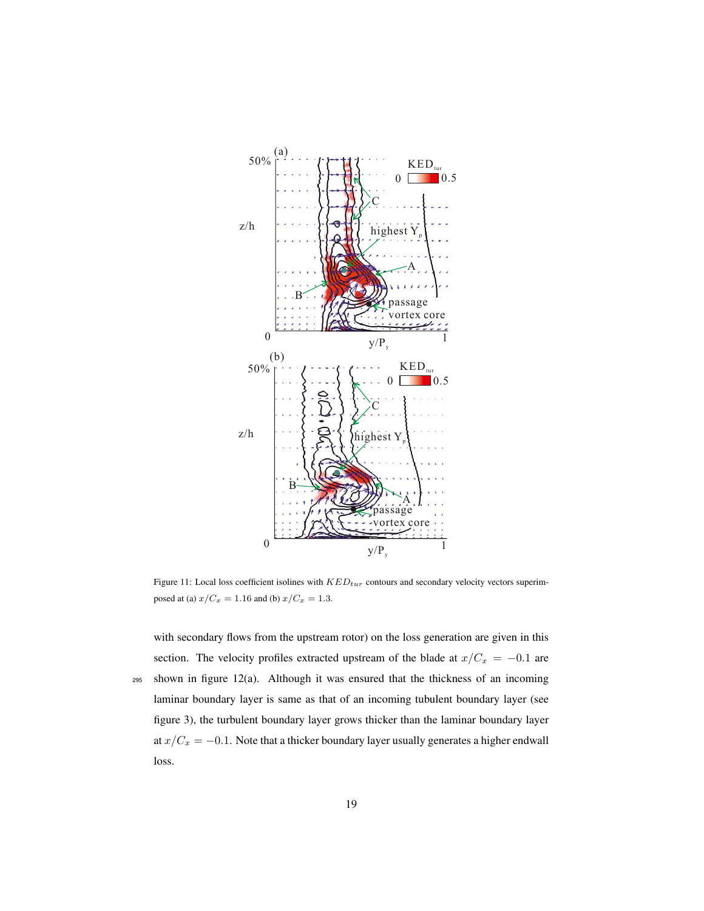Figure 11: Local loss coefficient isolines with $KED_{tur}$ contours and secondary velocity vectors superimposed at (a) $x/C_x = 1.16$ and (b) $x/C_x = 1.3$.

with secondary flows from the upstream rotor) on the loss generation are given in this section. The velocity profiles extracted upstream of the blade at $x/C_x = -0.1$ are shown in figure 12(a). Although it was ensured that the thickness of an incoming laminar boundary layer is same as that of an incoming tubulent boundary layer (see figure 3), the turbulent boundary layer grows thicker than the laminar boundary layer at $x/C_x = -0.1$. Note that a thicker boundary layer usually generates a higher endwall loss.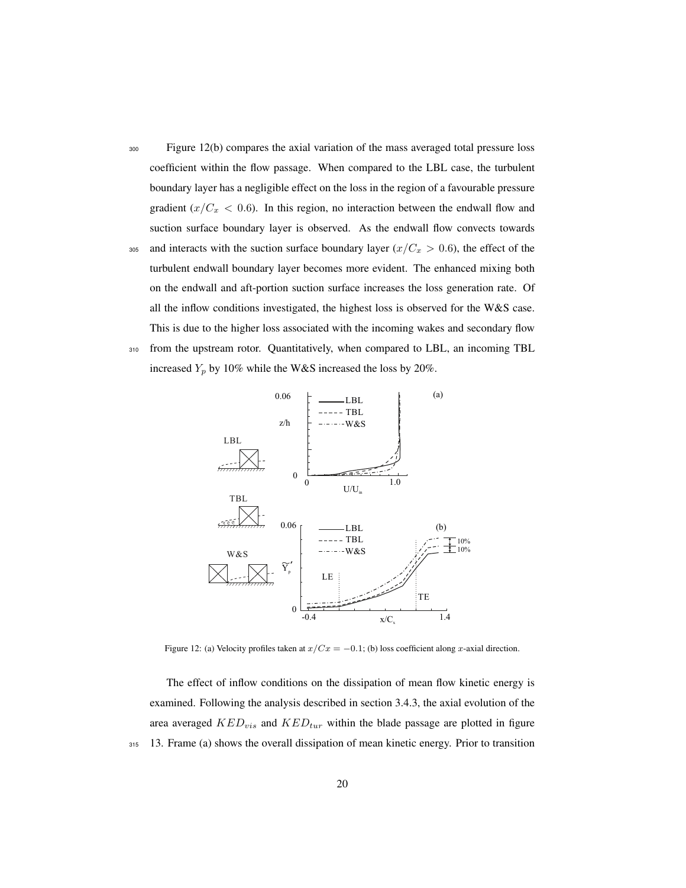Figure 12(b) compares the axial variation of the mass averaged total pressure loss coefficient within the flow passage. When compared to the LBL case, the turbulent boundary layer has a negligible effect on the loss in the region of a favourable pressure gradient ($x/C_x < 0.6$). In this region, no interaction between the endwall flow and suction surface boundary layer is observed. As the endwall flow convects towards and interacts with the suction surface boundary layer ($x/C_x > 0.6$), the effect of the turbulent endwall boundary layer becomes more evident. The enhanced mixing both on the endwall and aft-portion suction surface increases the loss generation rate. Of all the inflow conditions investigated, the highest loss is observed for the W&S case. This is due to the higher loss associated with the incoming wakes and secondary flow from the upstream rotor. Quantitatively, when compared to LBL, an incoming TBL increased $Y_p$ by 10% while the W&S increased the loss by 20%.

Figure 12: (a) Velocity profiles taken at $x/Cx = -0.1$; (b) loss coefficient along $x$-axial direction.

The effect of inflow conditions on the dissipation of mean flow kinetic energy is examined. Following the analysis described in section 3.4.3, the axial evolution of the area averaged $KED_{vis}$ and $KED_{tur}$ within the blade passage are plotted in figure 13. Frame (a) shows the overall dissipation of mean kinetic energy. Prior to transition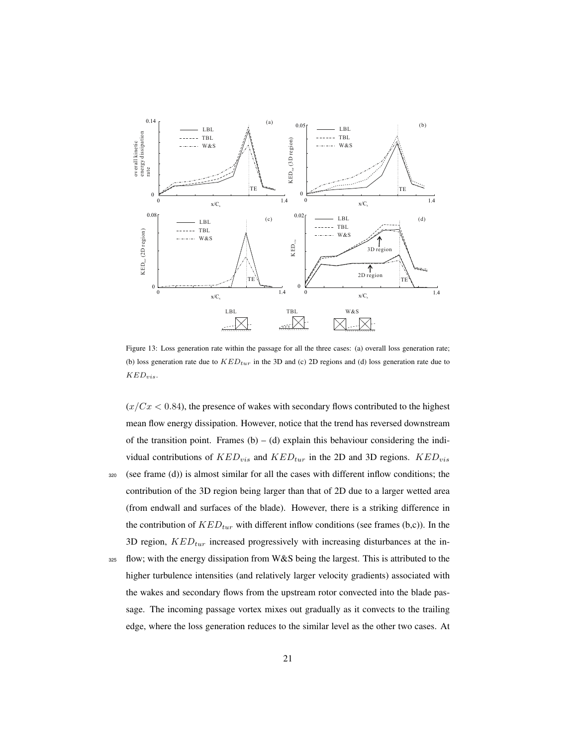Figure 13: Loss generation rate within the passage for all the three cases: (a) overall loss generation rate; (b) loss generation rate due to $KED_{tur}$ in the 3D and (c) 2D regions and (d) loss generation rate due to $KED_{vis}$.

($x/Cx < 0.84$), the presence of wakes with secondary flows contributed to the highest mean flow energy dissipation. However, notice that the trend has reversed downstream of the transition point. Frames (b) – (d) explain this behaviour considering the individual contributions of $KED_{vis}$ and $KED_{tur}$ in the 2D and 3D regions. $KED_{vis}$ (see frame (d)) is almost similar for all the cases with different inflow conditions; the contribution of the 3D region being larger than that of 2D due to a larger wetted area (from endwall and surfaces of the blade). However, there is a striking difference in the contribution of $KED_{tur}$ with different inflow conditions (see frames (b,c)). In the 3D region, $KED_{tur}$ increased progressively with increasing disturbances at the inflow; with the energy dissipation from W&S being the largest. This is attributed to the higher turbulence intensities (and relatively larger velocity gradients) associated with the wakes and secondary flows from the upstream rotor convected into the blade passage. The incoming passage vortex mixes out gradually as it convects to the trailing edge, where the loss generation reduces to the similar level as the other two cases. At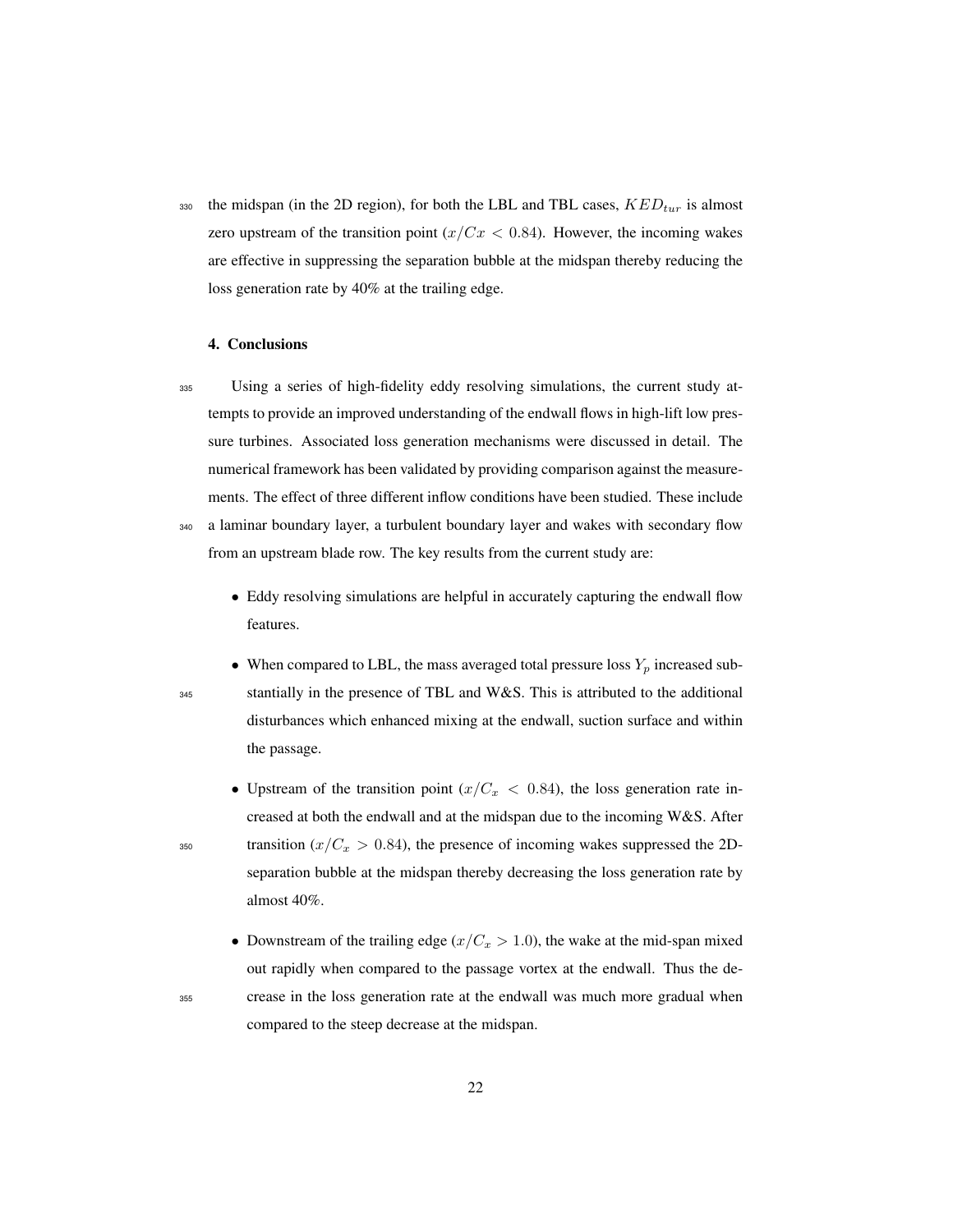the midspan (in the 2D region), for both the LBL and TBL cases, $KED_{tur}$ is almost zero upstream of the transition point ($x/Cx < 0.84$). However, the incoming wakes are effective in suppressing the separation bubble at the midspan thereby reducing the loss generation rate by 40% at the trailing edge.

## 4. Conclusions

Using a series of high-fidelity eddy resolving simulations, the current study attempts to provide an improved understanding of the endwall flows in high-lift low pressure turbines. Associated loss generation mechanisms were discussed in detail. The numerical framework has been validated by providing comparison against the measurements. The effect of three different inflow conditions have been studied. These include a laminar boundary layer, a turbulent boundary layer and wakes with secondary flow from an upstream blade row. The key results from the current study are:

- Eddy resolving simulations are helpful in accurately capturing the endwall flow features.
- When compared to LBL, the mass averaged total pressure loss $Y_p$ increased substantially in the presence of TBL and W&S. This is attributed to the additional disturbances which enhanced mixing at the endwall, suction surface and within the passage.
- Upstream of the transition point ($x/C_x < 0.84$), the loss generation rate increased at both the endwall and at the midspan due to the incoming W&S. After transition ($x/C_x > 0.84$), the presence of incoming wakes suppressed the 2D-separation bubble at the midspan thereby decreasing the loss generation rate by almost $40\%$.
- Downstream of the trailing edge ($x/C_x > 1.0$), the wake at the mid-span mixed out rapidly when compared to the passage vortex at the endwall. Thus the decrease in the loss generation rate at the endwall was much more gradual when compared to the steep decrease at the midspan.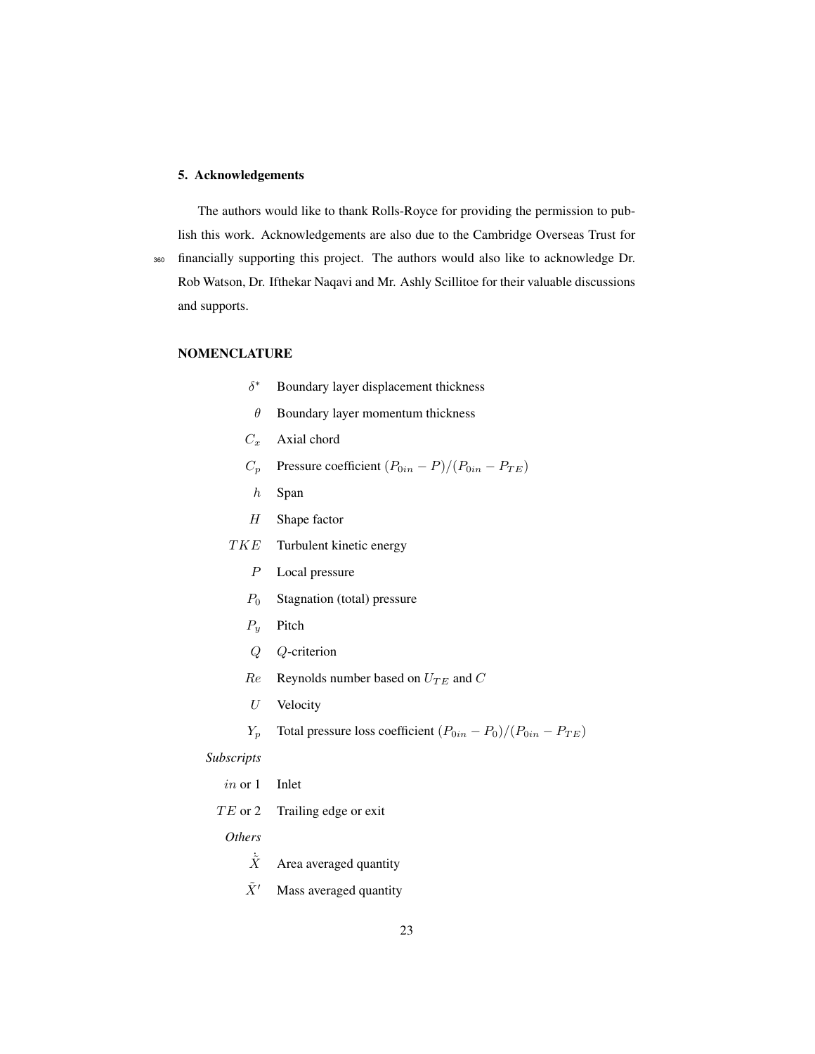## 5. Acknowledgements

The authors would like to thank Rolls-Royce for providing the permission to publish this work. Acknowledgements are also due to the Cambridge Overseas Trust for financially supporting this project. The authors would also like to acknowledge Dr. Rob Watson, Dr. Ifthekar Naqavi and Mr. Ashly Scillitoe for their valuable discussions and supports.

## NOMENCLATURE

| | |
|---|---|
| $\delta^*$ | Boundary layer displacement thickness |
| $\theta$ | Boundary layer momentum thickness |
| $C_x$ | Axial chord |
| $C_p$ | Pressure coefficient $(P_{0in} - P)/(P_{0in} - P_{TE})$ |
| $h$ | Span |
| $H$ | Shape factor |
| $TKE$ | Turbulent kinetic energy |
| $P$ | Local pressure |
| $P_0$ | Stagnation (total) pressure |
| $P_y$ | Pitch |
| $Q$ | $Q$-criterion |
| $Re$ | Reynolds number based on $U_{TE}$ and $C$ |
| $U$ | Velocity |
| $Y_p$ | Total pressure loss coefficient $(P_{0in} - P_0)/(P_{0in} - P_{TE})$ |
| *Subscripts* | |
| $in$ or 1 | Inlet |
| $TE$ or 2 | Trailing edge or exit |
| *Others* | |
| $\dot{\bar{X}}$ | Area averaged quantity |
| $\tilde{X}'$ | Mass averaged quantity |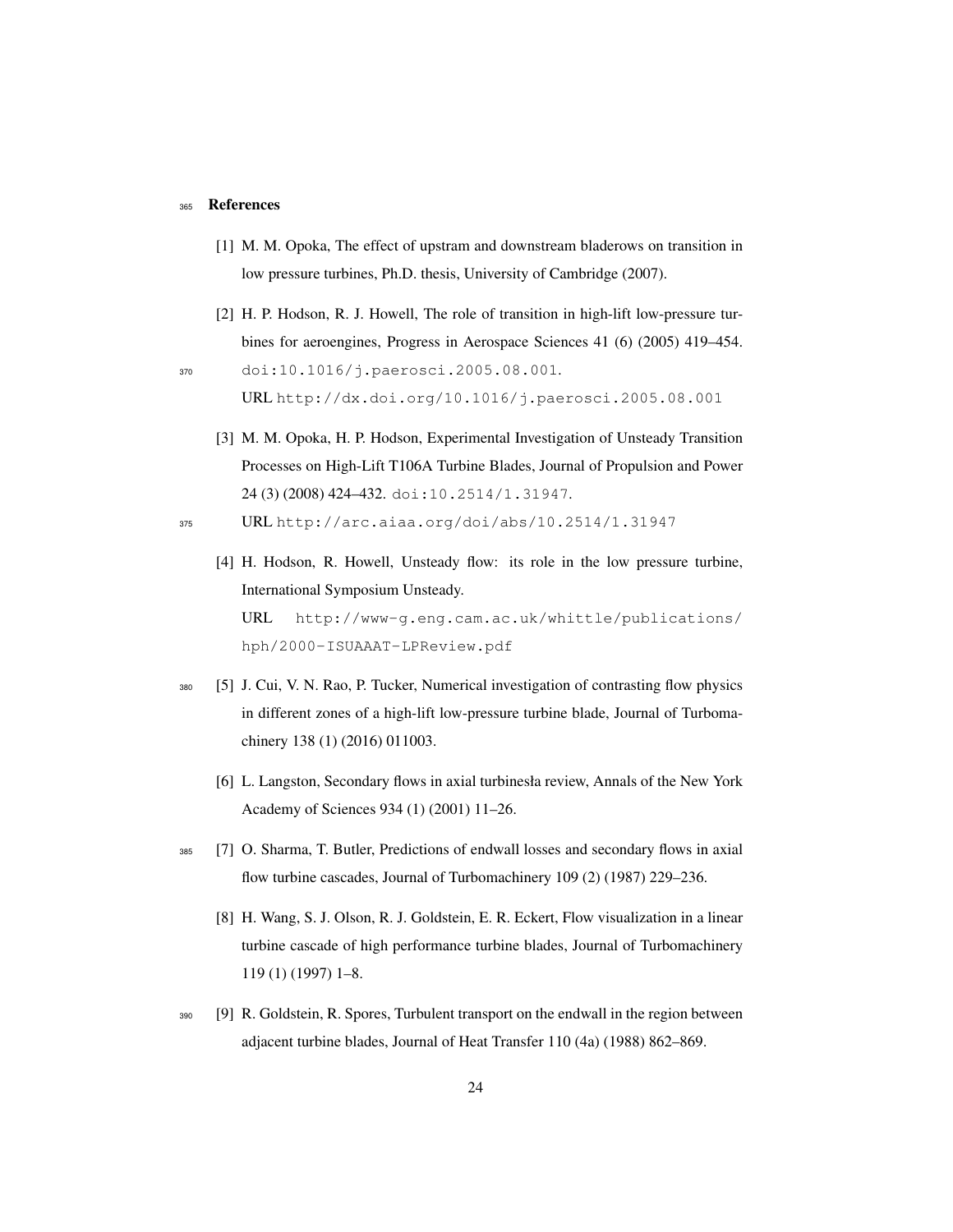## References

[1] M. M. Opoka, The effect of upstram and downstream bladerows on transition in low pressure turbines, Ph.D. thesis, University of Cambridge (2007).

[2] H. P. Hodson, R. J. Howell, The role of transition in high-lift low-pressure turbines for aeroengines, Progress in Aerospace Sciences 41 (6) (2005) 419–454. doi:10.1016/j.paerosci.2005.08.001.
URL http://dx.doi.org/10.1016/j.paerosci.2005.08.001

[3] M. M. Opoka, H. P. Hodson, Experimental Investigation of Unsteady Transition Processes on High-Lift T106A Turbine Blades, Journal of Propulsion and Power 24 (3) (2008) 424–432. doi:10.2514/1.31947.
URL http://arc.aiaa.org/doi/abs/10.2514/1.31947

[4] H. Hodson, R. Howell, Unsteady flow: its role in the low pressure turbine, International Symposium Unsteady.
URL http://www-g.eng.cam.ac.uk/whittle/publications/hph/2000-ISUAAAT-LPReview.pdf

[5] J. Cui, V. N. Rao, P. Tucker, Numerical investigation of contrasting flow physics in different zones of a high-lift low-pressure turbine blade, Journal of Turbomachinery 138 (1) (2016) 011003.

[6] L. Langston, Secondary flows in axial turbinesła review, Annals of the New York Academy of Sciences 934 (1) (2001) 11–26.

[7] O. Sharma, T. Butler, Predictions of endwall losses and secondary flows in axial flow turbine cascades, Journal of Turbomachinery 109 (2) (1987) 229–236.

[8] H. Wang, S. J. Olson, R. J. Goldstein, E. R. Eckert, Flow visualization in a linear turbine cascade of high performance turbine blades, Journal of Turbomachinery 119 (1) (1997) 1–8.

[9] R. Goldstein, R. Spores, Turbulent transport on the endwall in the region between adjacent turbine blades, Journal of Heat Transfer 110 (4a) (1988) 862–869.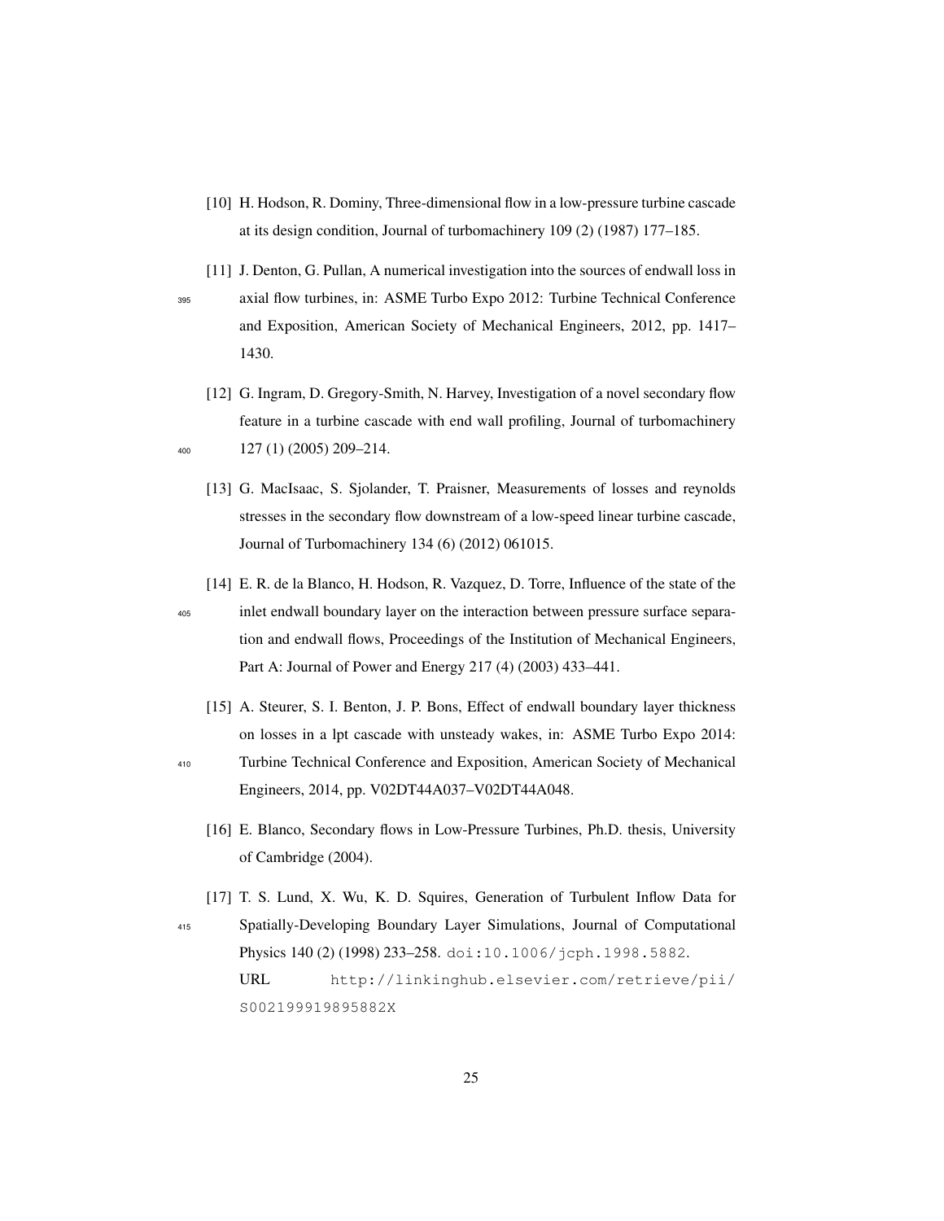[10] H. Hodson, R. Dominy, Three-dimensional flow in a low-pressure turbine cascade at its design condition, Journal of turbomachinery 109 (2) (1987) 177–185.

[11] J. Denton, G. Pullan, A numerical investigation into the sources of endwall loss in axial flow turbines, in: ASME Turbo Expo 2012: Turbine Technical Conference and Exposition, American Society of Mechanical Engineers, 2012, pp. 1417–1430.

[12] G. Ingram, D. Gregory-Smith, N. Harvey, Investigation of a novel secondary flow feature in a turbine cascade with end wall profiling, Journal of turbomachinery 127 (1) (2005) 209–214.

[13] G. MacIsaac, S. Sjolander, T. Praisner, Measurements of losses and reynolds stresses in the secondary flow downstream of a low-speed linear turbine cascade, Journal of Turbomachinery 134 (6) (2012) 061015.

[14] E. R. de la Blanco, H. Hodson, R. Vazquez, D. Torre, Influence of the state of the inlet endwall boundary layer on the interaction between pressure surface separation and endwall flows, Proceedings of the Institution of Mechanical Engineers, Part A: Journal of Power and Energy 217 (4) (2003) 433–441.

[15] A. Steurer, S. I. Benton, J. P. Bons, Effect of endwall boundary layer thickness on losses in a lpt cascade with unsteady wakes, in: ASME Turbo Expo 2014: Turbine Technical Conference and Exposition, American Society of Mechanical Engineers, 2014, pp. V02DT44A037–V02DT44A048.

[16] E. Blanco, Secondary flows in Low-Pressure Turbines, Ph.D. thesis, University of Cambridge (2004).

[17] T. S. Lund, X. Wu, K. D. Squires, Generation of Turbulent Inflow Data for Spatially-Developing Boundary Layer Simulations, Journal of Computational Physics 140 (2) (1998) 233–258. doi:10.1006/jcph.1998.5882.
URL http://linkinghub.elsevier.com/retrieve/pii/S002199919895882X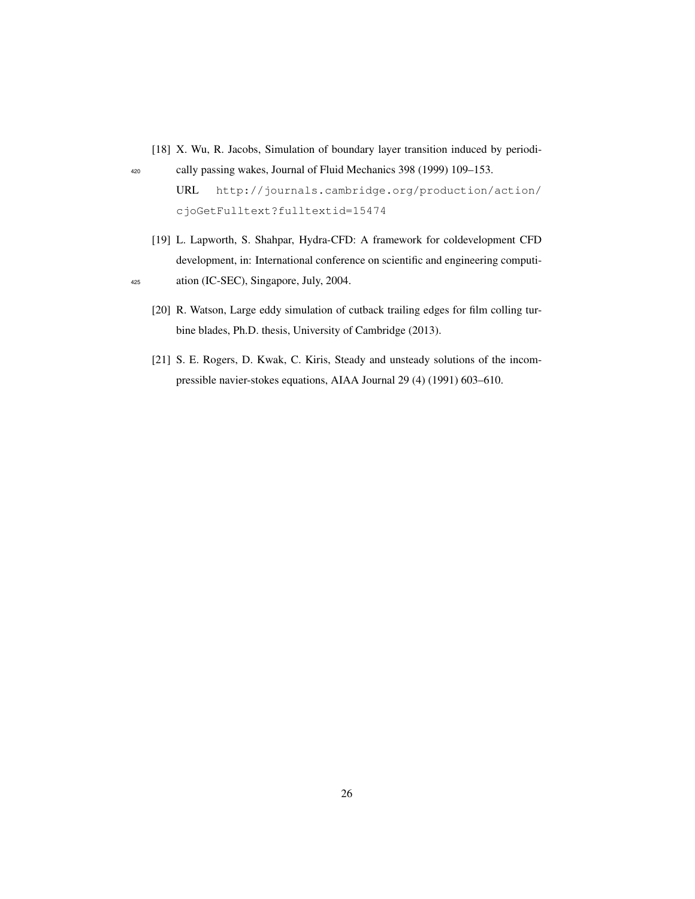[18] X. Wu, R. Jacobs, Simulation of boundary layer transition induced by periodically passing wakes, Journal of Fluid Mechanics 398 (1999) 109–153.
URL http://journals.cambridge.org/production/action/cjoGetFulltext?fulltextid=15474

[19] L. Lapworth, S. Shahpar, Hydra-CFD: A framework for coldevelopment CFD development, in: International conference on scientific and engineering computiation (IC-SEC), Singapore, July, 2004.

[20] R. Watson, Large eddy simulation of cutback trailing edges for film colling turbine blades, Ph.D. thesis, University of Cambridge (2013).

[21] S. E. Rogers, D. Kwak, C. Kiris, Steady and unsteady solutions of the incompressible navier-stokes equations, AIAA Journal 29 (4) (1991) 603–610.